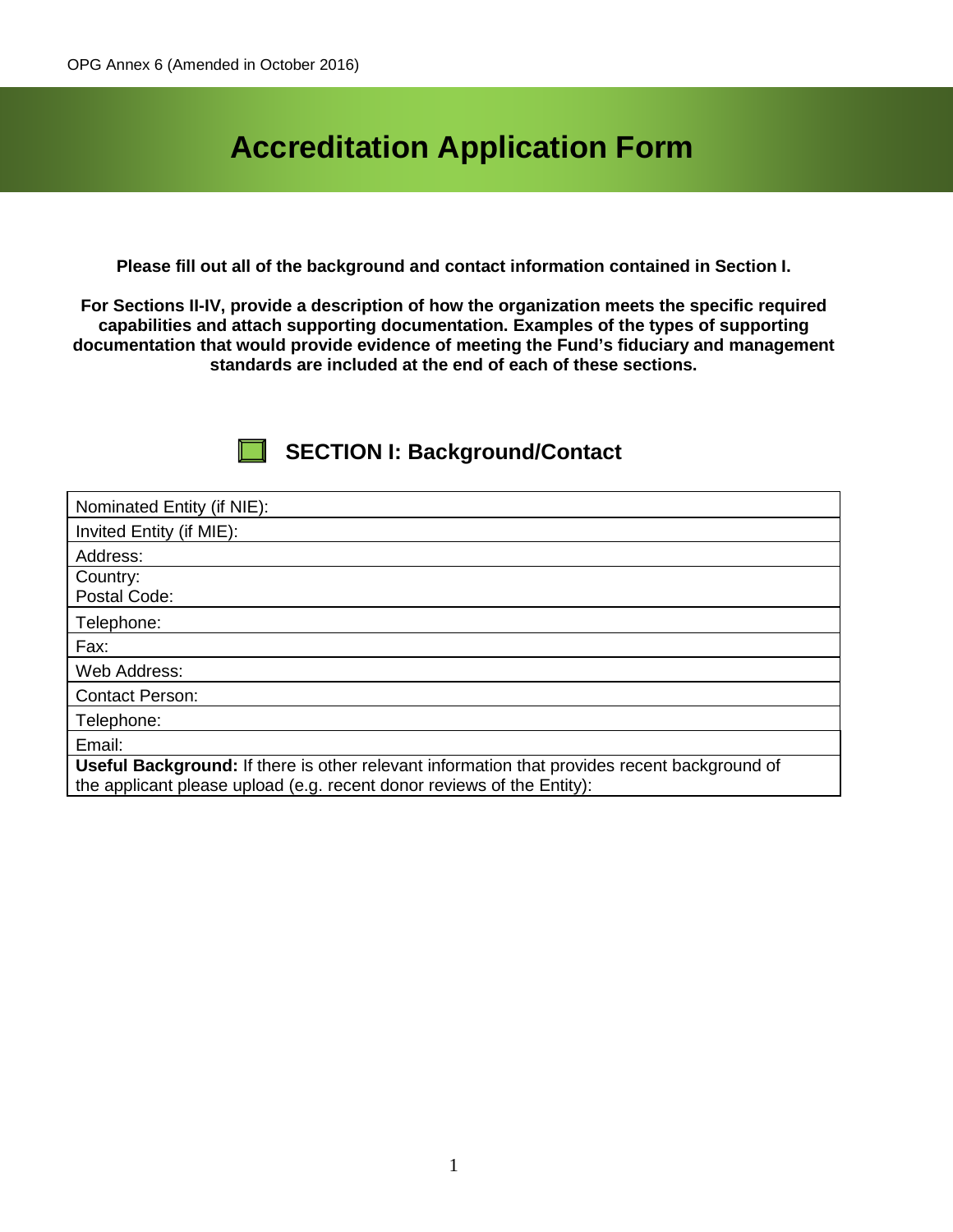OPG Annex 6 (Amended in October 2016)

# Accreditation Application Form

**Please fill out all of the background and contact information contained in Section I.**

**For Sections II-IV, provide a description of how the organization meets the specific required capabilities and attach supporting documentation. Examples of the types of supporting documentation that would provide evidence of meeting the Fund's fiduciary and management standards are included at the end of each of these sections.**

## SECTION I: Background/Contact

| Nominated Entity (if NIE): |
|---|
| Invited Entity (if MIE): |
| Address: |
| Country:<br>Postal Code: |
| Telephone: |
| Fax: |
| Web Address: |
| Contact Person: |
| Telephone: |
| Email: |
| **Useful Background:** If there is other relevant information that provides recent background of the applicant please upload (e.g. recent donor reviews of the Entity): |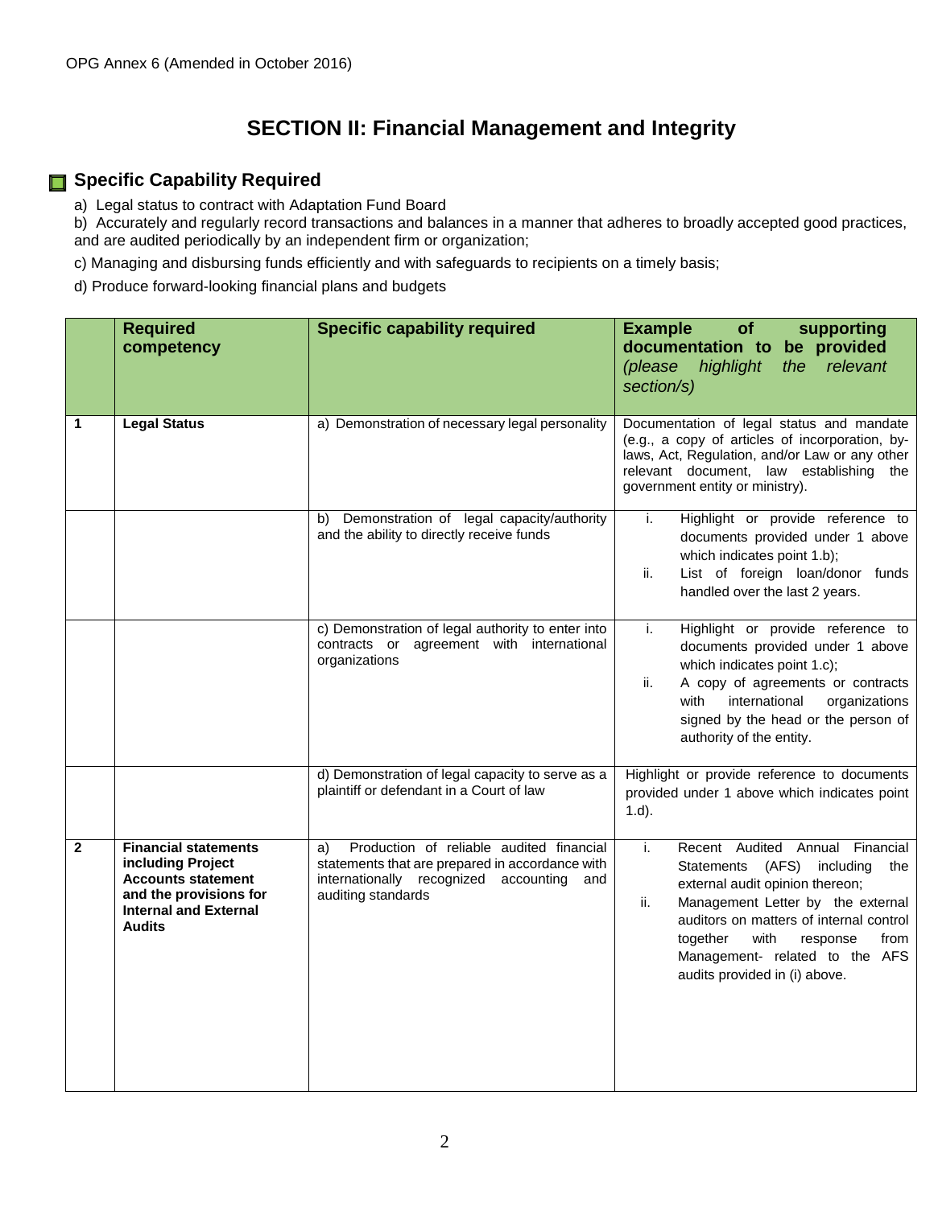OPG Annex 6 (Amended in October 2016)

# SECTION II: Financial Management and Integrity

## Specific Capability Required

a) Legal status to contract with Adaptation Fund Board

b) Accurately and regularly record transactions and balances in a manner that adheres to broadly accepted good practices, and are audited periodically by an independent firm or organization;

c) Managing and disbursing funds efficiently and with safeguards to recipients on a timely basis;

d) Produce forward-looking financial plans and budgets

| | Required competency | Specific capability required | Example of supporting documentation to be provided *(please highlight the relevant section/s)* |
|---|---|---|---|
| **1** | **Legal Status** | a) Demonstration of necessary legal personality | Documentation of legal status and mandate (e.g., a copy of articles of incorporation, by-laws, Act, Regulation, and/or Law or any other relevant document, law establishing the government entity or ministry). |
| | | b) Demonstration of legal capacity/authority and the ability to directly receive funds | i. Highlight or provide reference to documents provided under 1 above which indicates point 1.b);<br>ii. List of foreign loan/donor funds handled over the last 2 years. |
| | | c) Demonstration of legal authority to enter into contracts or agreement with international organizations | i. Highlight or provide reference to documents provided under 1 above which indicates point 1.c);<br>ii. A copy of agreements or contracts with international organizations signed by the head or the person of authority of the entity. |
| | | d) Demonstration of legal capacity to serve as a plaintiff or defendant in a Court of law | Highlight or provide reference to documents provided under 1 above which indicates point 1.d). |
| **2** | **Financial statements including Project Accounts statement and the provisions for Internal and External Audits** | a) Production of reliable audited financial statements that are prepared in accordance with internationally recognized accounting and auditing standards | i. Recent Audited Annual Financial Statements (AFS) including the external audit opinion thereon;<br>ii. Management Letter by the external auditors on matters of internal control together with response from Management- related to the AFS audits provided in (i) above. |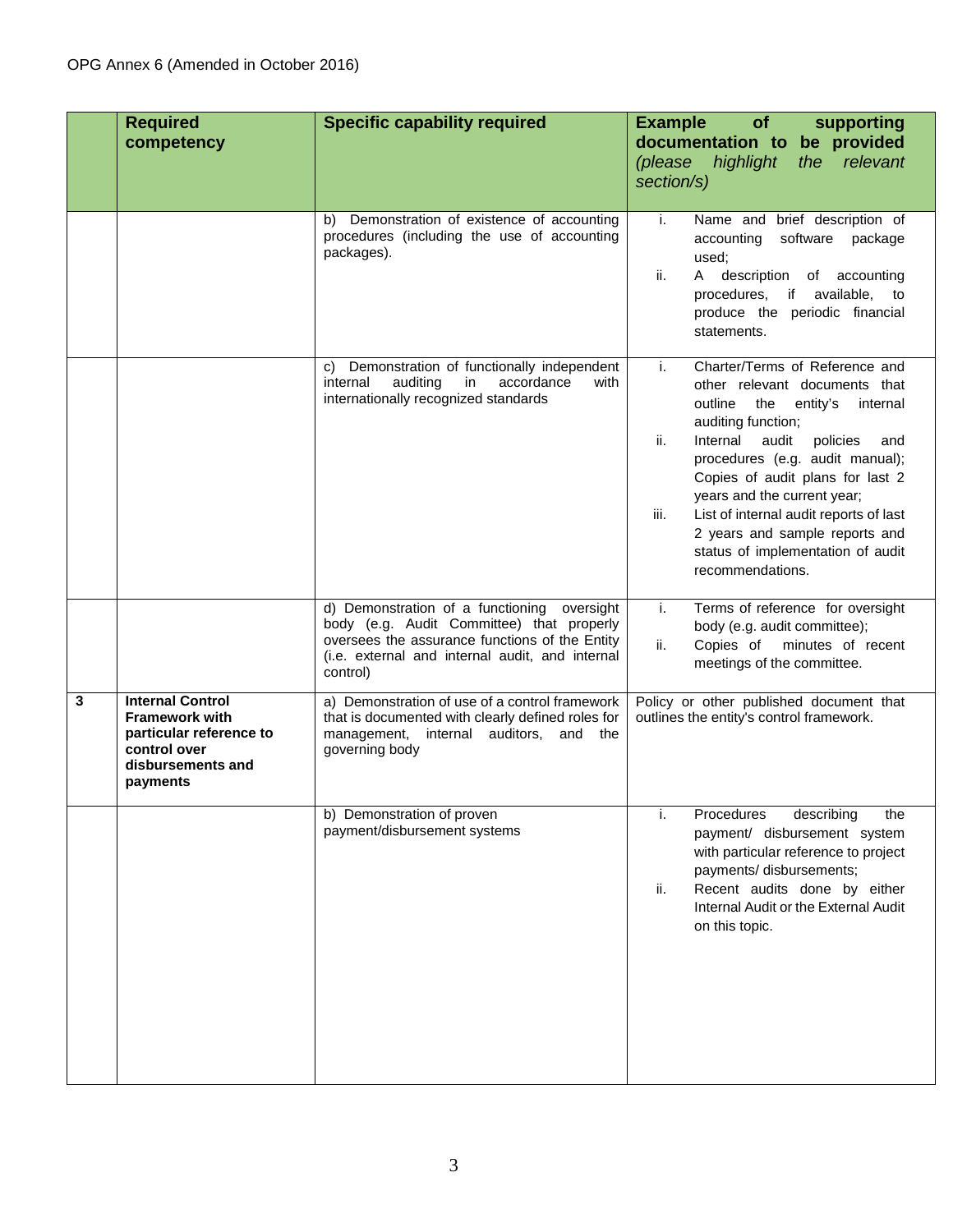OPG Annex 6 (Amended in October 2016)

| | Required competency | Specific capability required | Example of supporting documentation to be provided *(please highlight the relevant section/s)* |
|---|---|---|---|
| | | b) Demonstration of existence of accounting procedures (including the use of accounting packages). | i. Name and brief description of accounting software package used;<br>ii. A description of accounting procedures, if available, to produce the periodic financial statements. |
| | | c) Demonstration of functionally independent internal auditing in accordance with internationally recognized standards | i. Charter/Terms of Reference and other relevant documents that outline the entity's internal auditing function;<br>ii. Internal audit policies and procedures (e.g. audit manual); Copies of audit plans for last 2 years and the current year;<br>iii. List of internal audit reports of last 2 years and sample reports and status of implementation of audit recommendations. |
| | | d) Demonstration of a functioning oversight body (e.g. Audit Committee) that properly oversees the assurance functions of the Entity (i.e. external and internal audit, and internal control) | i. Terms of reference for oversight body (e.g. audit committee);<br>ii. Copies of minutes of recent meetings of the committee. |
| **3** | **Internal Control Framework with particular reference to control over disbursements and payments** | a) Demonstration of use of a control framework that is documented with clearly defined roles for management, internal auditors, and the governing body | Policy or other published document that outlines the entity's control framework. |
| | | b) Demonstration of proven payment/disbursement systems | i. Procedures describing the payment/ disbursement system with particular reference to project payments/ disbursements;<br>ii. Recent audits done by either Internal Audit or the External Audit on this topic. |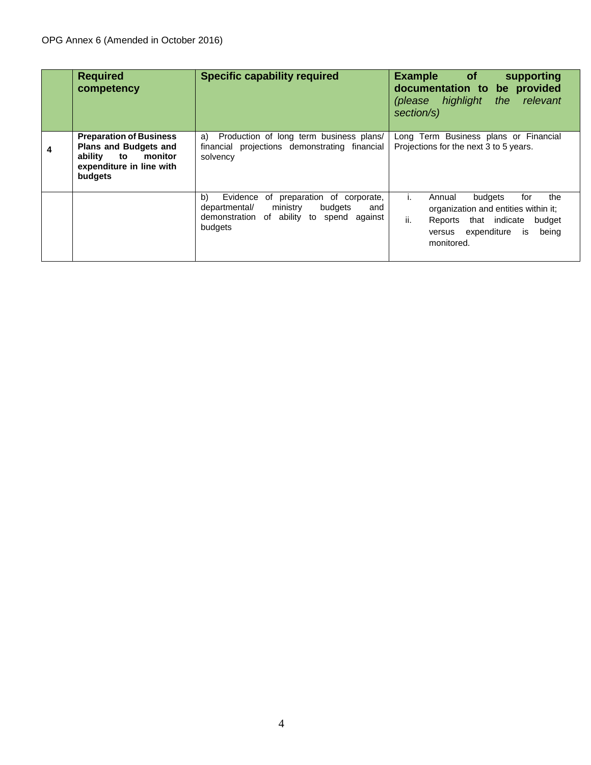OPG Annex 6 (Amended in October 2016)

| | **Required competency** | **Specific capability required** | **Example of supporting documentation to be provided** *(please highlight the relevant section/s)* |
|---|---|---|---|
| **4** | **Preparation of Business Plans and Budgets and ability to monitor expenditure in line with budgets** | a) Production of long term business plans/ financial projections demonstrating financial solvency | Long Term Business plans or Financial Projections for the next 3 to 5 years. |
| | | b) Evidence of preparation of corporate, departmental/ ministry budgets and demonstration of ability to spend against budgets | i. Annual budgets for the organization and entities within it;<br>ii. Reports that indicate budget versus expenditure is being monitored. |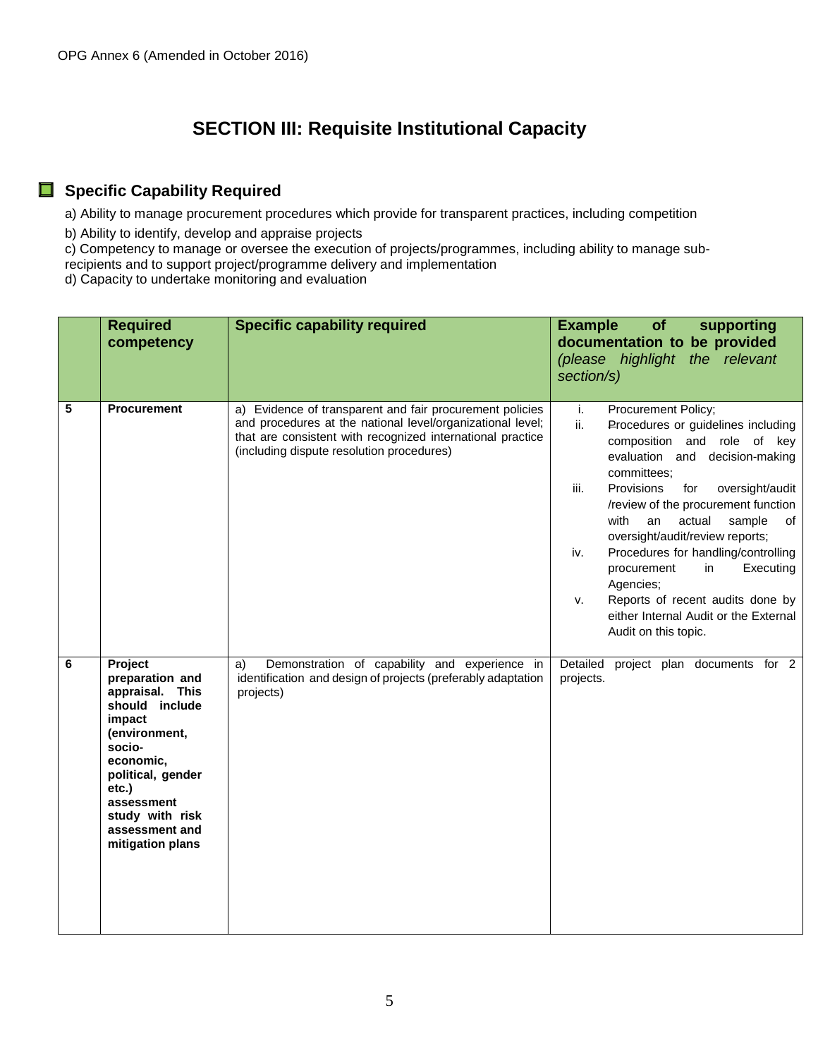# SECTION III: Requisite Institutional Capacity

## Specific Capability Required

a) Ability to manage procurement procedures which provide for transparent practices, including competition

b) Ability to identify, develop and appraise projects

c) Competency to manage or oversee the execution of projects/programmes, including ability to manage sub-recipients and to support project/programme delivery and implementation

d) Capacity to undertake monitoring and evaluation

| | Required competency | Specific capability required | Example of supporting documentation to be provided *(please highlight the relevant section/s)* |
|---|---|---|---|
| 5 | **Procurement** | a) Evidence of transparent and fair procurement policies and procedures at the national level/organizational level; that are consistent with recognized international practice (including dispute resolution procedures) | i. Procurement Policy;<br>ii. Procedures or guidelines including composition and role of key evaluation and decision-making committees;<br>iii. Provisions for oversight/audit /review of the procurement function with an actual sample of oversight/audit/review reports;<br>iv. Procedures for handling/controlling procurement in Executing Agencies;<br>v. Reports of recent audits done by either Internal Audit or the External Audit on this topic. |
| 6 | **Project preparation and appraisal. This should include impact (environment, socio-economic, political, gender etc.) assessment study with risk assessment and mitigation plans** | a) Demonstration of capability and experience in identification and design of projects (preferably adaptation projects) | Detailed project plan documents for 2 projects. |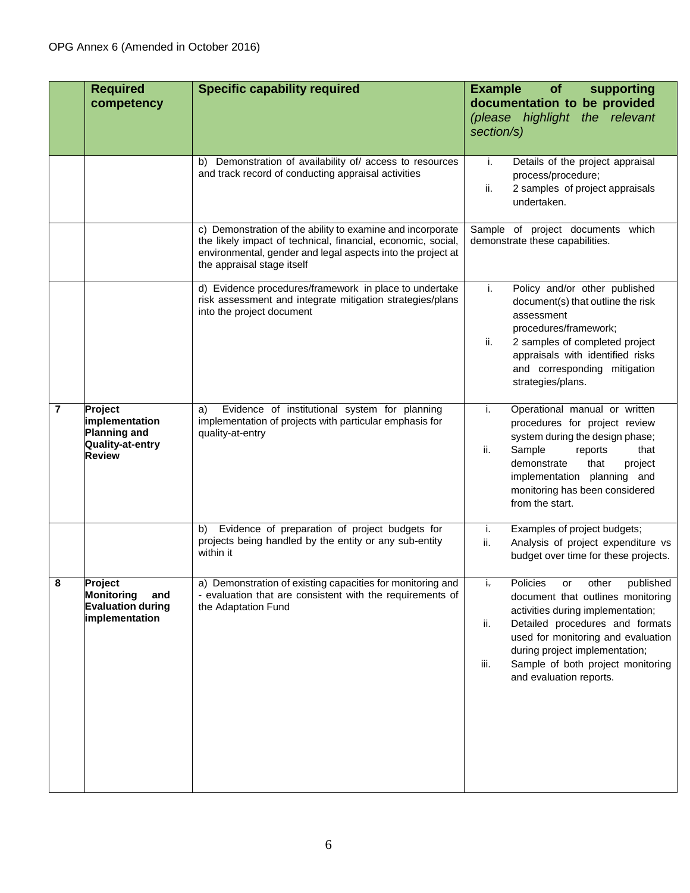OPG Annex 6 (Amended in October 2016)

| | Required competency | Specific capability required | Example of supporting documentation to be provided *(please highlight the relevant section/s)* |
|---|---|---|---|
| | | b) Demonstration of availability of/ access to resources and track record of conducting appraisal activities | i. Details of the project appraisal process/procedure;<br>ii. 2 samples of project appraisals undertaken. |
| | | c) Demonstration of the ability to examine and incorporate the likely impact of technical, financial, economic, social, environmental, gender and legal aspects into the project at the appraisal stage itself | Sample of project documents which demonstrate these capabilities. |
| | | d) Evidence procedures/framework in place to undertake risk assessment and integrate mitigation strategies/plans into the project document | i. Policy and/or other published document(s) that outline the risk assessment procedures/framework;<br>ii. 2 samples of completed project appraisals with identified risks and corresponding mitigation strategies/plans. |
| **7** | **Project implementation Planning and Quality-at-entry Review** | a) Evidence of institutional system for planning implementation of projects with particular emphasis for quality-at-entry | i. Operational manual or written procedures for project review system during the design phase;<br>ii. Sample reports that demonstrate that project implementation planning and monitoring has been considered from the start. |
| | | b) Evidence of preparation of project budgets for projects being handled by the entity or any sub-entity within it | i. Examples of project budgets;<br>ii. Analysis of project expenditure vs budget over time for these projects. |
| **8** | **Project Monitoring and Evaluation during implementation** | a) Demonstration of existing capacities for monitoring and - evaluation that are consistent with the requirements of the Adaptation Fund | i. Policies or other published document that outlines monitoring activities during implementation;<br>ii. Detailed procedures and formats used for monitoring and evaluation during project implementation;<br>iii. Sample of both project monitoring and evaluation reports. |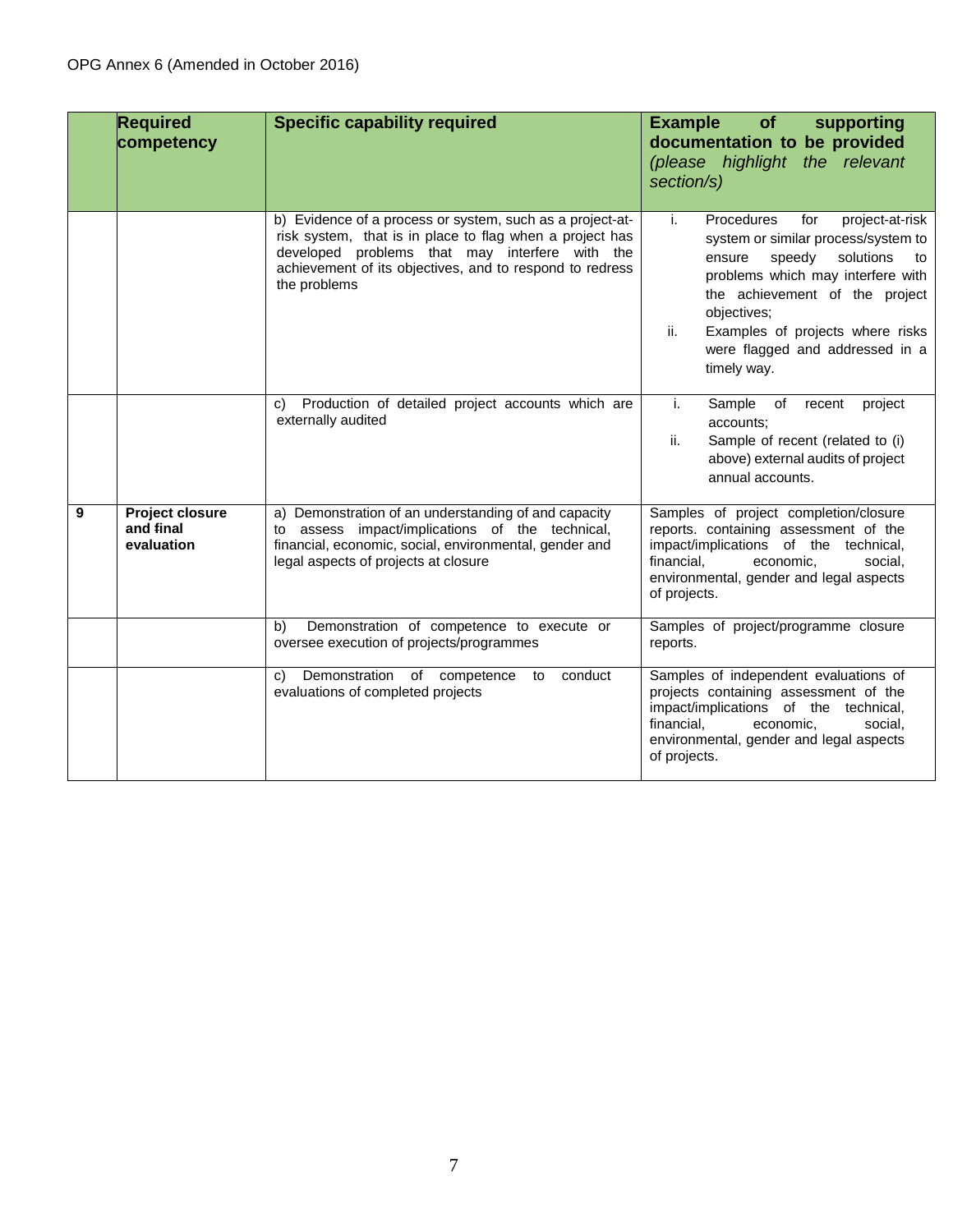OPG Annex 6 (Amended in October 2016)

| | Required competency | Specific capability required | Example of supporting documentation to be provided *(please highlight the relevant section/s)* |
|---|---|---|---|
| | | b) Evidence of a process or system, such as a project-at-risk system, that is in place to flag when a project has developed problems that may interfere with the achievement of its objectives, and to respond to redress the problems | i. Procedures for project-at-risk system or similar process/system to ensure speedy solutions to problems which may interfere with the achievement of the project objectives;<br>ii. Examples of projects where risks were flagged and addressed in a timely way. |
| | | c) Production of detailed project accounts which are externally audited | i. Sample of recent project accounts;<br>ii. Sample of recent (related to (i) above) external audits of project annual accounts. |
| **9** | **Project closure and final evaluation** | a) Demonstration of an understanding of and capacity to assess impact/implications of the technical, financial, economic, social, environmental, gender and legal aspects of projects at closure | Samples of project completion/closure reports. containing assessment of the impact/implications of the technical, financial, economic, social, environmental, gender and legal aspects of projects. |
| | | b) Demonstration of competence to execute or oversee execution of projects/programmes | Samples of project/programme closure reports. |
| | | c) Demonstration of competence to conduct evaluations of completed projects | Samples of independent evaluations of projects containing assessment of the impact/implications of the technical, financial, economic, social, environmental, gender and legal aspects of projects. |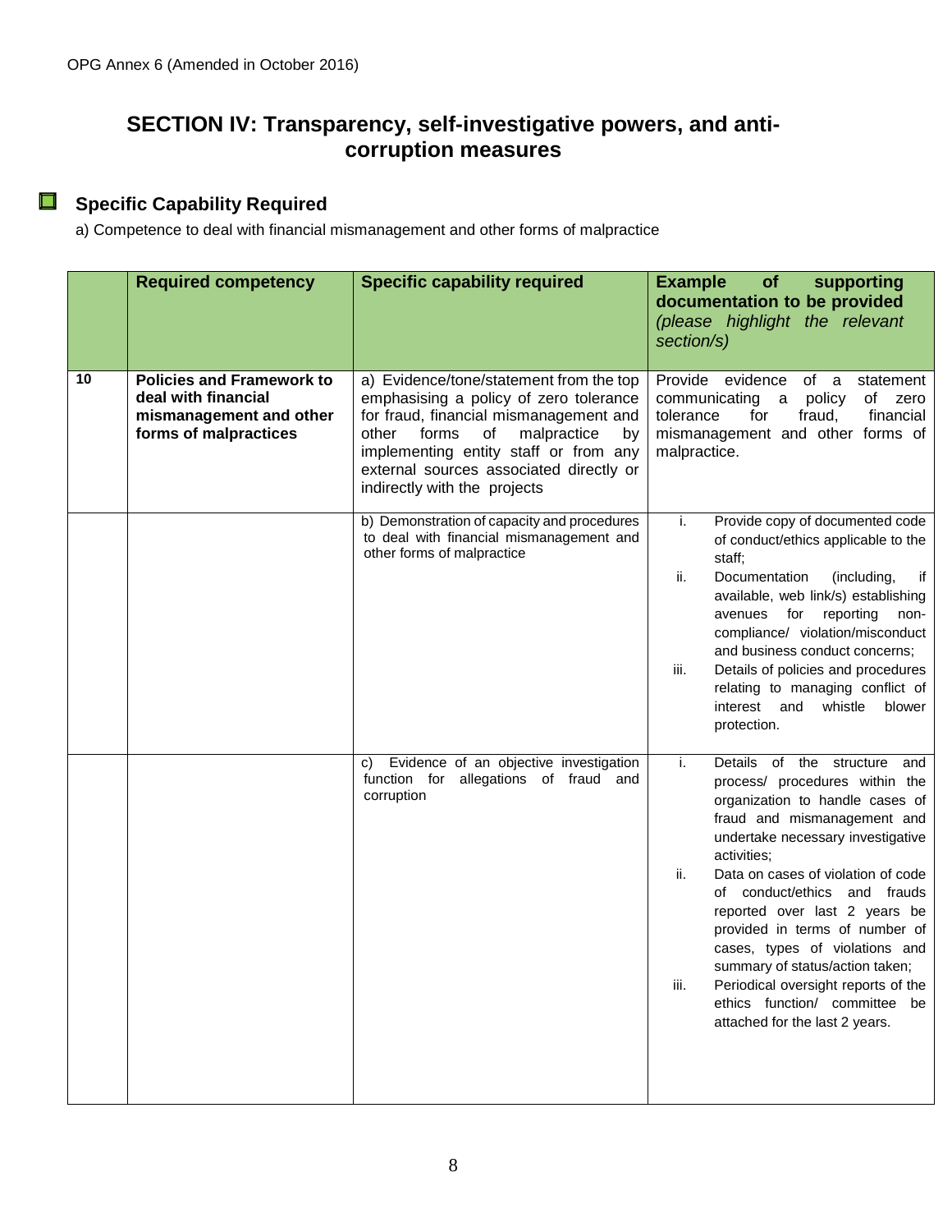## SECTION IV: Transparency, self-investigative powers, and anti-corruption measures

### Specific Capability Required

a) Competence to deal with financial mismanagement and other forms of malpractice

| | Required competency | Specific capability required | Example of supporting documentation to be provided *(please highlight the relevant section/s)* |
|---|---|---|---|
| 10 | **Policies and Framework to deal with financial mismanagement and other forms of malpractices** | a) Evidence/tone/statement from the top emphasising a policy of zero tolerance for fraud, financial mismanagement and other forms of malpractice by implementing entity staff or from any external sources associated directly or indirectly with the projects | Provide evidence of a statement communicating a policy of zero tolerance for fraud, financial mismanagement and other forms of malpractice. |
| | | b) Demonstration of capacity and procedures to deal with financial mismanagement and other forms of malpractice | i. Provide copy of documented code of conduct/ethics applicable to the staff;<br>ii. Documentation (including, if available, web link/s) establishing avenues for reporting non-compliance/ violation/misconduct and business conduct concerns;<br>iii. Details of policies and procedures relating to managing conflict of interest and whistle blower protection. |
| | | c) Evidence of an objective investigation function for allegations of fraud and corruption | i. Details of the structure and process/ procedures within the organization to handle cases of fraud and mismanagement and undertake necessary investigative activities;<br>ii. Data on cases of violation of code of conduct/ethics and frauds reported over last 2 years be provided in terms of number of cases, types of violations and summary of status/action taken;<br>iii. Periodical oversight reports of the ethics function/ committee be attached for the last 2 years. |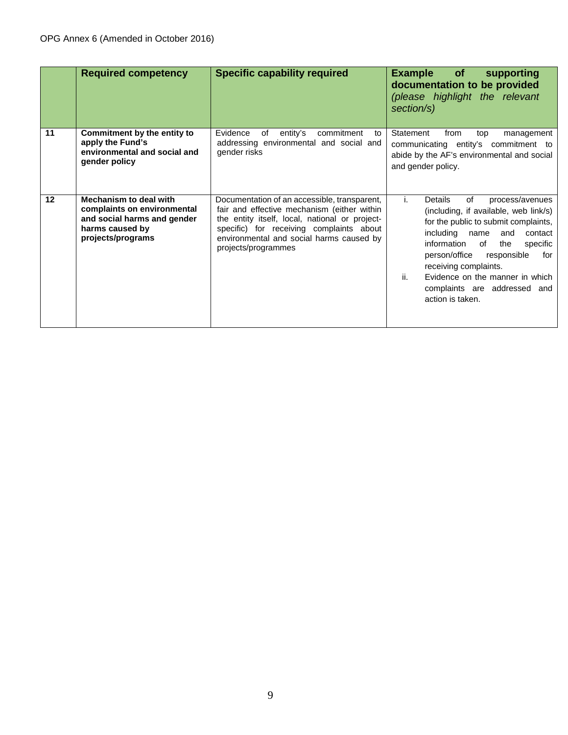OPG Annex 6 (Amended in October 2016)

| | Required competency | Specific capability required | Example of supporting documentation to be provided *(please highlight the relevant section/s)* |
|---|---|---|---|
| **11** | **Commitment by the entity to apply the Fund's environmental and social and gender policy** | Evidence of entity's commitment to addressing environmental and social and gender risks | Statement from top management communicating entity's commitment to abide by the AF's environmental and social and gender policy. |
| **12** | **Mechanism to deal with complaints on environmental and social harms and gender harms caused by projects/programs** | Documentation of an accessible, transparent, fair and effective mechanism (either within the entity itself, local, national or project-specific) for receiving complaints about environmental and social harms caused by projects/programmes | i. Details of process/avenues (including, if available, web link/s) for the public to submit complaints, including name and contact information of the specific person/office responsible for receiving complaints.<br>ii. Evidence on the manner in which complaints are addressed and action is taken. |